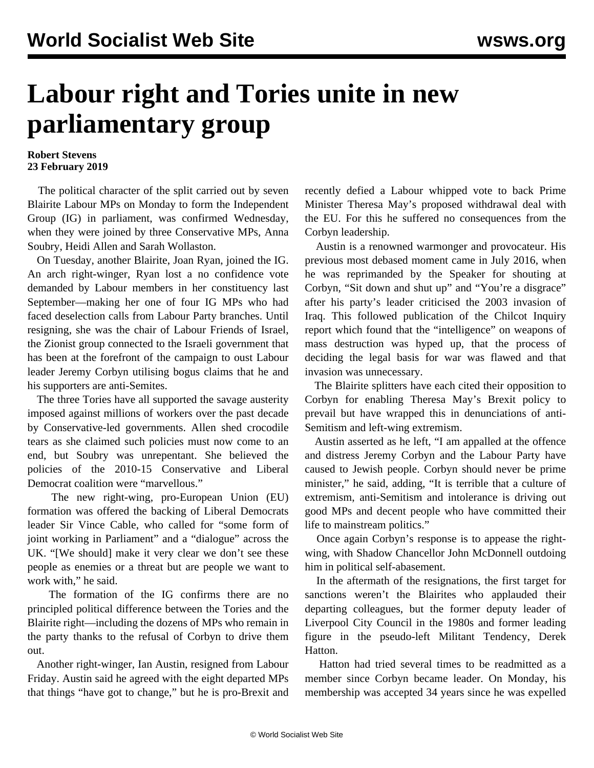# Labour right and Tories unite in new parliamentary group

**Robert Stevens**
**23 February 2019**

The political character of the split carried out by seven Blairite Labour MPs on Monday to form the Independent Group (IG) in parliament, was confirmed Wednesday, when they were joined by three Conservative MPs, Anna Soubry, Heidi Allen and Sarah Wollaston.

On Tuesday, another Blairite, Joan Ryan, joined the IG. An arch right-winger, Ryan lost a no confidence vote demanded by Labour members in her constituency last September—making her one of four IG MPs who had faced deselection calls from Labour Party branches. Until resigning, she was the chair of Labour Friends of Israel, the Zionist group connected to the Israeli government that has been at the forefront of the campaign to oust Labour leader Jeremy Corbyn utilising bogus claims that he and his supporters are anti-Semites.

The three Tories have all supported the savage austerity imposed against millions of workers over the past decade by Conservative-led governments. Allen shed crocodile tears as she claimed such policies must now come to an end, but Soubry was unrepentant. She believed the policies of the 2010-15 Conservative and Liberal Democrat coalition were "marvellous."

The new right-wing, pro-European Union (EU) formation was offered the backing of Liberal Democrats leader Sir Vince Cable, who called for "some form of joint working in Parliament" and a "dialogue" across the UK. "[We should] make it very clear we don't see these people as enemies or a threat but are people we want to work with," he said.

The formation of the IG confirms there are no principled political difference between the Tories and the Blairite right—including the dozens of MPs who remain in the party thanks to the refusal of Corbyn to drive them out.

Another right-winger, Ian Austin, resigned from Labour Friday. Austin said he agreed with the eight departed MPs that things "have got to change," but he is pro-Brexit and recently defied a Labour whipped vote to back Prime Minister Theresa May's proposed withdrawal deal with the EU. For this he suffered no consequences from the Corbyn leadership.

Austin is a renowned warmonger and provocateur. His previous most debased moment came in July 2016, when he was reprimanded by the Speaker for shouting at Corbyn, "Sit down and shut up" and "You're a disgrace" after his party's leader criticised the 2003 invasion of Iraq. This followed publication of the Chilcot Inquiry report which found that the "intelligence" on weapons of mass destruction was hyped up, that the process of deciding the legal basis for war was flawed and that invasion was unnecessary.

The Blairite splitters have each cited their opposition to Corbyn for enabling Theresa May's Brexit policy to prevail but have wrapped this in denunciations of anti-Semitism and left-wing extremism.

Austin asserted as he left, "I am appalled at the offence and distress Jeremy Corbyn and the Labour Party have caused to Jewish people. Corbyn should never be prime minister," he said, adding, "It is terrible that a culture of extremism, anti-Semitism and intolerance is driving out good MPs and decent people who have committed their life to mainstream politics."

Once again Corbyn's response is to appease the right-wing, with Shadow Chancellor John McDonnell outdoing him in political self-abasement.

In the aftermath of the resignations, the first target for sanctions weren't the Blairites who applauded their departing colleagues, but the former deputy leader of Liverpool City Council in the 1980s and former leading figure in the pseudo-left Militant Tendency, Derek Hatton.

Hatton had tried several times to be readmitted as a member since Corbyn became leader. On Monday, his membership was accepted 34 years since he was expelled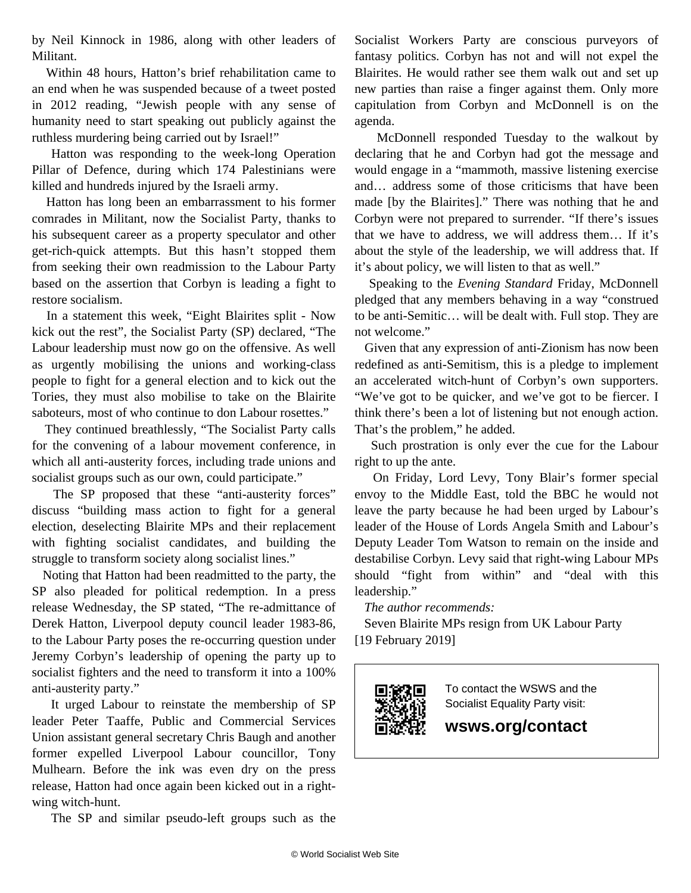by Neil Kinnock in 1986, along with other leaders of Militant.

Within 48 hours, Hatton's brief rehabilitation came to an end when he was suspended because of a tweet posted in 2012 reading, "Jewish people with any sense of humanity need to start speaking out publicly against the ruthless murdering being carried out by Israel!"

Hatton was responding to the week-long Operation Pillar of Defence, during which 174 Palestinians were killed and hundreds injured by the Israeli army.

Hatton has long been an embarrassment to his former comrades in Militant, now the Socialist Party, thanks to his subsequent career as a property speculator and other get-rich-quick attempts. But this hasn't stopped them from seeking their own readmission to the Labour Party based on the assertion that Corbyn is leading a fight to restore socialism.

In a statement this week, "Eight Blairites split - Now kick out the rest", the Socialist Party (SP) declared, "The Labour leadership must now go on the offensive. As well as urgently mobilising the unions and working-class people to fight for a general election and to kick out the Tories, they must also mobilise to take on the Blairite saboteurs, most of who continue to don Labour rosettes."

They continued breathlessly, "The Socialist Party calls for the convening of a labour movement conference, in which all anti-austerity forces, including trade unions and socialist groups such as our own, could participate."

The SP proposed that these "anti-austerity forces" discuss "building mass action to fight for a general election, deselecting Blairite MPs and their replacement with fighting socialist candidates, and building the struggle to transform society along socialist lines."

Noting that Hatton had been readmitted to the party, the SP also pleaded for political redemption. In a press release Wednesday, the SP stated, "The re-admittance of Derek Hatton, Liverpool deputy council leader 1983-86, to the Labour Party poses the re-occurring question under Jeremy Corbyn's leadership of opening the party up to socialist fighters and the need to transform it into a 100% anti-austerity party."

It urged Labour to reinstate the membership of SP leader Peter Taaffe, Public and Commercial Services Union assistant general secretary Chris Baugh and another former expelled Liverpool Labour councillor, Tony Mulhearn. Before the ink was even dry on the press release, Hatton had once again been kicked out in a right-wing witch-hunt.

The SP and similar pseudo-left groups such as the Socialist Workers Party are conscious purveyors of fantasy politics. Corbyn has not and will not expel the Blairites. He would rather see them walk out and set up new parties than raise a finger against them. Only more capitulation from Corbyn and McDonnell is on the agenda.

McDonnell responded Tuesday to the walkout by declaring that he and Corbyn had got the message and would engage in a "mammoth, massive listening exercise and… address some of those criticisms that have been made [by the Blairites]." There was nothing that he and Corbyn were not prepared to surrender. "If there's issues that we have to address, we will address them… If it's about the style of the leadership, we will address that. If it's about policy, we will listen to that as well."

Speaking to the *Evening Standard* Friday, McDonnell pledged that any members behaving in a way "construed to be anti-Semitic… will be dealt with. Full stop. They are not welcome."

Given that any expression of anti-Zionism has now been redefined as anti-Semitism, this is a pledge to implement an accelerated witch-hunt of Corbyn's own supporters. "We've got to be quicker, and we've got to be fiercer. I think there's been a lot of listening but not enough action. That's the problem," he added.

Such prostration is only ever the cue for the Labour right to up the ante.

On Friday, Lord Levy, Tony Blair's former special envoy to the Middle East, told the BBC he would not leave the party because he had been urged by Labour's leader of the House of Lords Angela Smith and Labour's Deputy Leader Tom Watson to remain on the inside and destabilise Corbyn. Levy said that right-wing Labour MPs should "fight from within" and "deal with this leadership."

*The author recommends:*

Seven Blairite MPs resign from UK Labour Party [19 February 2019]

To contact the WSWS and the Socialist Equality Party visit:

**wsws.org/contact**